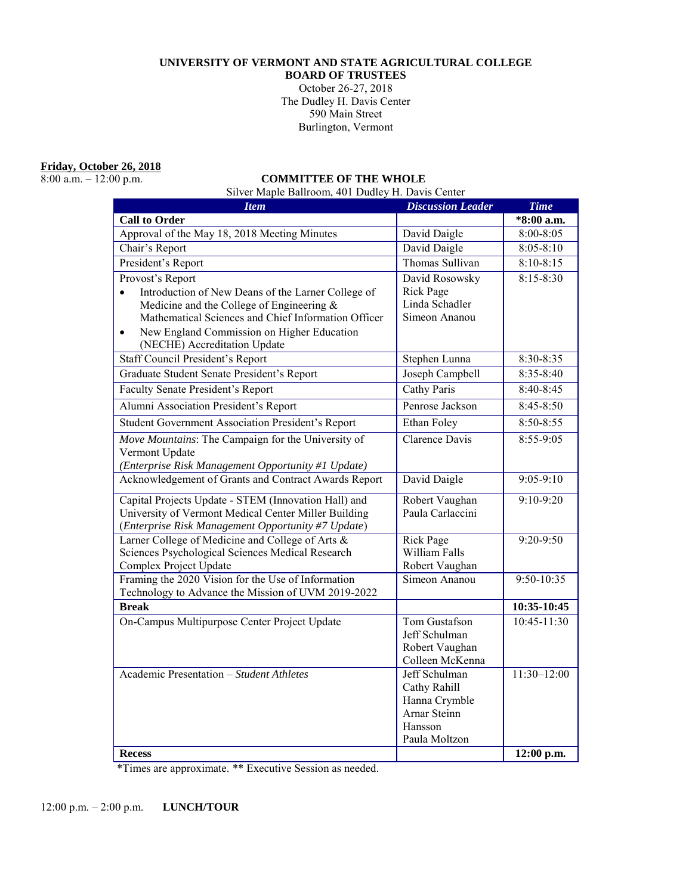**UNIVERSITY OF VERMONT AND STATE AGRICULTURAL COLLEGE**
**BOARD OF TRUSTEES**

October 26-27, 2018
The Dudley H. Davis Center
590 Main Street
Burlington, Vermont

**Friday, October 26, 2018**

8:00 a.m. – 12:00 p.m.

**COMMITTEE OF THE WHOLE**

Silver Maple Ballroom, 401 Dudley H. Davis Center

| *Item* | *Discussion Leader* | *Time* |
|---|---|---|
| **Call to Order** | | ***8:00 a.m.** |
| Approval of the May 18, 2018 Meeting Minutes | David Daigle | 8:00-8:05 |
| Chair's Report | David Daigle | 8:05-8:10 |
| President's Report | Thomas Sullivan | 8:10-8:15 |
| Provost's Report<br>• Introduction of New Deans of the Larner College of Medicine and the College of Engineering & Mathematical Sciences and Chief Information Officer<br>• New England Commission on Higher Education (NECHE) Accreditation Update | David Rosowsky<br>Rick Page<br>Linda Schadler<br>Simeon Ananou | 8:15-8:30 |
| Staff Council President's Report | Stephen Lunna | 8:30-8:35 |
| Graduate Student Senate President's Report | Joseph Campbell | 8:35-8:40 |
| Faculty Senate President's Report | Cathy Paris | 8:40-8:45 |
| Alumni Association President's Report | Penrose Jackson | 8:45-8:50 |
| Student Government Association President's Report | Ethan Foley | 8:50-8:55 |
| *Move Mountains*: The Campaign for the University of Vermont Update<br>*(Enterprise Risk Management Opportunity #1 Update)* | Clarence Davis | 8:55-9:05 |
| Acknowledgement of Grants and Contract Awards Report | David Daigle | 9:05-9:10 |
| Capital Projects Update - STEM (Innovation Hall) and University of Vermont Medical Center Miller Building (*Enterprise Risk Management Opportunity #7 Update*) | Robert Vaughan<br>Paula Carlaccini | 9:10-9:20 |
| Larner College of Medicine and College of Arts & Sciences Psychological Sciences Medical Research Complex Project Update | Rick Page<br>William Falls<br>Robert Vaughan | 9:20-9:50 |
| Framing the 2020 Vision for the Use of Information Technology to Advance the Mission of UVM 2019-2022 | Simeon Ananou | 9:50-10:35 |
| **Break** | | **10:35-10:45** |
| On-Campus Multipurpose Center Project Update | Tom Gustafson<br>Jeff Schulman<br>Robert Vaughan<br>Colleen McKenna | 10:45-11:30 |
| Academic Presentation – *Student Athletes* | Jeff Schulman<br>Cathy Rahill<br>Hanna Crymble<br>Arnar Steinn Hansson<br>Paula Moltzon | 11:30–12:00 |
| **Recess** | | **12:00 p.m.** |

*Times are approximate. ** Executive Session as needed.

12:00 p.m. – 2:00 p.m. **LUNCH/TOUR**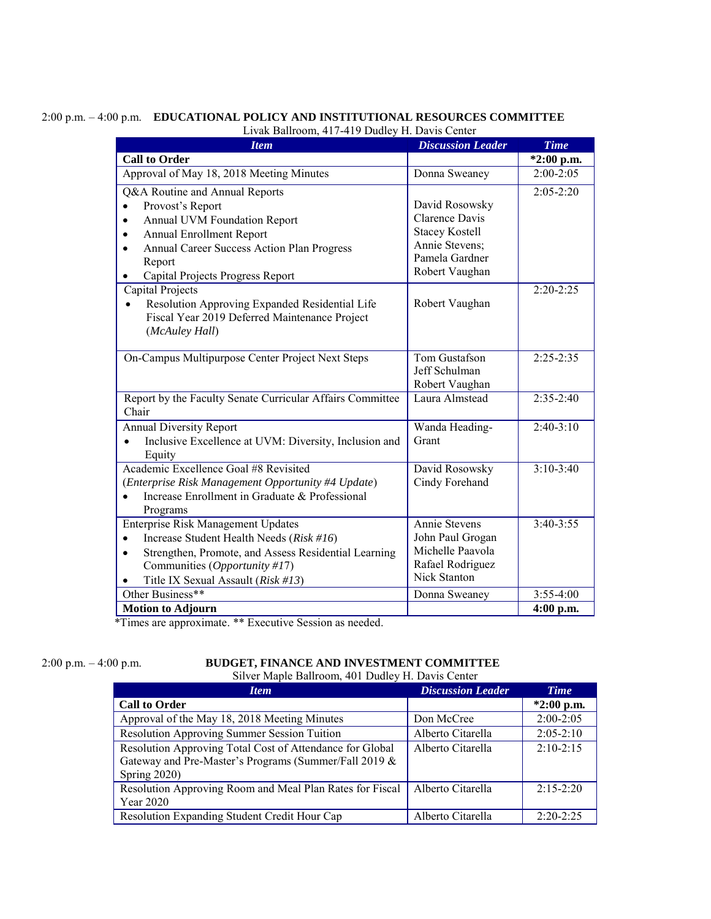2:00 p.m. – 4:00 p.m. **EDUCATIONAL POLICY AND INSTITUTIONAL RESOURCES COMMITTEE**

Livak Ballroom, 417-419 Dudley H. Davis Center

| *Item* | *Discussion Leader* | *Time* |
|---|---|---|
| **Call to Order** | | **\*2:00 p.m.** |
| Approval of May 18, 2018 Meeting Minutes | Donna Sweaney | 2:00-2:05 |
| Q&A Routine and Annual Reports<br>• Provost's Report<br>• Annual UVM Foundation Report<br>• Annual Enrollment Report<br>• Annual Career Success Action Plan Progress Report<br>• Capital Projects Progress Report | David Rosowsky<br>Clarence Davis<br>Stacey Kostell<br>Annie Stevens;<br>Pamela Gardner<br>Robert Vaughan | 2:05-2:20 |
| Capital Projects<br>• Resolution Approving Expanded Residential Life Fiscal Year 2019 Deferred Maintenance Project (*McAuley Hall*) | Robert Vaughan | 2:20-2:25 |
| On-Campus Multipurpose Center Project Next Steps | Tom Gustafson<br>Jeff Schulman<br>Robert Vaughan | 2:25-2:35 |
| Report by the Faculty Senate Curricular Affairs Committee Chair | Laura Almstead | 2:35-2:40 |
| Annual Diversity Report<br>• Inclusive Excellence at UVM: Diversity, Inclusion and Equity | Wanda Heading-Grant | 2:40-3:10 |
| Academic Excellence Goal #8 Revisited<br>(*Enterprise Risk Management Opportunity #4 Update*)<br>• Increase Enrollment in Graduate & Professional Programs | David Rosowsky<br>Cindy Forehand | 3:10-3:40 |
| Enterprise Risk Management Updates<br>• Increase Student Health Needs (*Risk #16*)<br>• Strengthen, Promote, and Assess Residential Learning Communities (*Opportunity #17*)<br>• Title IX Sexual Assault (*Risk #13*) | Annie Stevens<br>John Paul Grogan<br>Michelle Paavola<br>Rafael Rodriguez<br>Nick Stanton | 3:40-3:55 |
| Other Business** | Donna Sweaney | 3:55-4:00 |
| **Motion to Adjourn** | | **4:00 p.m.** |

*Times are approximate. ** Executive Session as needed.

2:00 p.m. – 4:00 p.m. **BUDGET, FINANCE AND INVESTMENT COMMITTEE**

Silver Maple Ballroom, 401 Dudley H. Davis Center

| *Item* | *Discussion Leader* | *Time* |
|---|---|---|
| **Call to Order** | | **\*2:00 p.m.** |
| Approval of the May 18, 2018 Meeting Minutes | Don McCree | 2:00-2:05 |
| Resolution Approving Summer Session Tuition | Alberto Citarella | 2:05-2:10 |
| Resolution Approving Total Cost of Attendance for Global Gateway and Pre-Master's Programs (Summer/Fall 2019 & Spring 2020) | Alberto Citarella | 2:10-2:15 |
| Resolution Approving Room and Meal Plan Rates for Fiscal Year 2020 | Alberto Citarella | 2:15-2:20 |
| Resolution Expanding Student Credit Hour Cap | Alberto Citarella | 2:20-2:25 |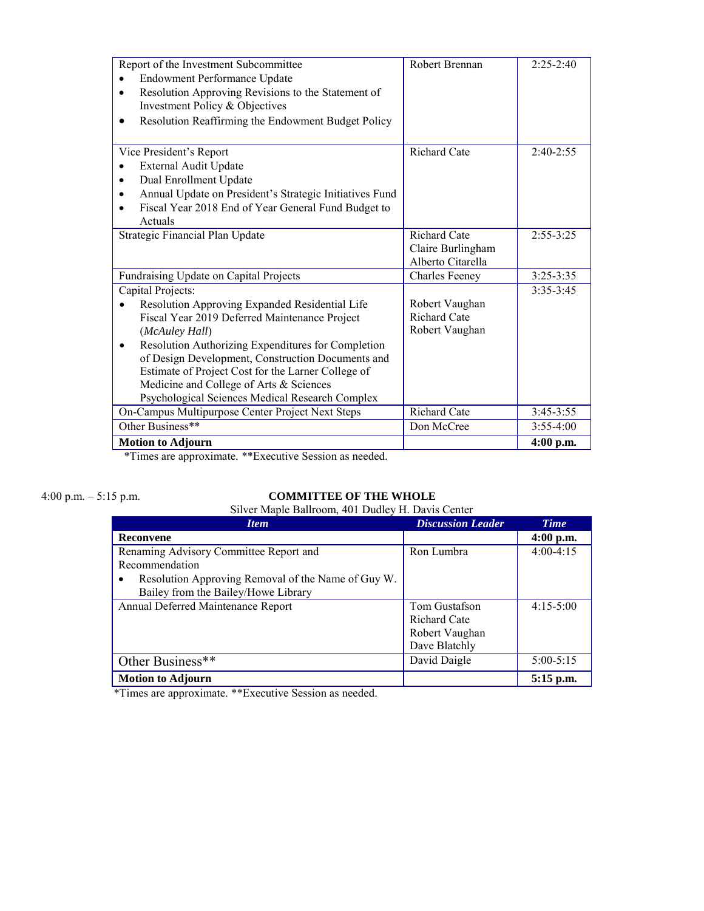| | | |
|---|---|---|
| Report of the Investment Subcommittee<br>• Endowment Performance Update<br>• Resolution Approving Revisions to the Statement of Investment Policy & Objectives<br>• Resolution Reaffirming the Endowment Budget Policy | Robert Brennan | 2:25-2:40 |
| Vice President's Report<br>• External Audit Update<br>• Dual Enrollment Update<br>• Annual Update on President's Strategic Initiatives Fund<br>• Fiscal Year 2018 End of Year General Fund Budget to Actuals | Richard Cate | 2:40-2:55 |
| Strategic Financial Plan Update | Richard Cate<br>Claire Burlingham<br>Alberto Citarella | 2:55-3:25 |
| Fundraising Update on Capital Projects | Charles Feeney | 3:25-3:35 |
| Capital Projects:<br>• Resolution Approving Expanded Residential Life Fiscal Year 2019 Deferred Maintenance Project (*McAuley Hall*)<br>• Resolution Authorizing Expenditures for Completion of Design Development, Construction Documents and Estimate of Project Cost for the Larner College of Medicine and College of Arts & Sciences Psychological Sciences Medical Research Complex | Robert Vaughan<br>Richard Cate<br>Robert Vaughan | 3:35-3:45 |
| On-Campus Multipurpose Center Project Next Steps | Richard Cate | 3:45-3:55 |
| Other Business** | Don McCree | 3:55-4:00 |
| **Motion to Adjourn** | | **4:00 p.m.** |

*Times are approximate. **Executive Session as needed.

4:00 p.m. – 5:15 p.m.

**COMMITTEE OF THE WHOLE**

Silver Maple Ballroom, 401 Dudley H. Davis Center

| ***Item*** | ***Discussion Leader*** | ***Time*** |
|---|---|---|
| **Reconvene** | | **4:00 p.m.** |
| Renaming Advisory Committee Report and Recommendation<br>• Resolution Approving Removal of the Name of Guy W. Bailey from the Bailey/Howe Library | Ron Lumbra | 4:00-4:15 |
| Annual Deferred Maintenance Report | Tom Gustafson<br>Richard Cate<br>Robert Vaughan<br>Dave Blatchly | 4:15-5:00 |
| Other Business** | David Daigle | 5:00-5:15 |
| **Motion to Adjourn** | | **5:15 p.m.** |

*Times are approximate. **Executive Session as needed.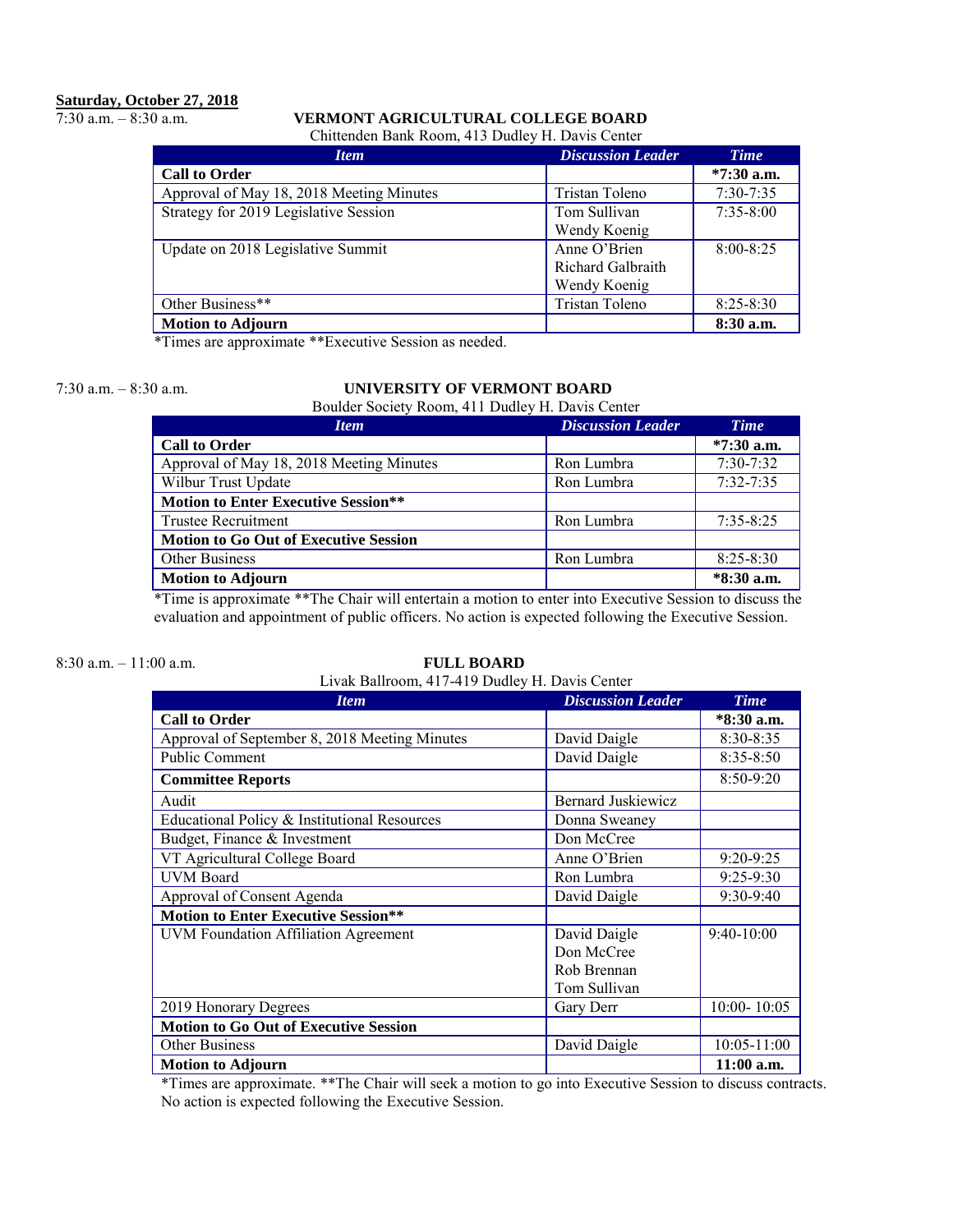**Saturday, October 27, 2018**

7:30 a.m. – 8:30 a.m.

## VERMONT AGRICULTURAL COLLEGE BOARD

Chittenden Bank Room, 413 Dudley H. Davis Center

| *Item* | *Discussion Leader* | *Time* |
|---|---|---|
| **Call to Order** | | **\*7:30 a.m.** |
| Approval of May 18, 2018 Meeting Minutes | Tristan Toleno | 7:30-7:35 |
| Strategy for 2019 Legislative Session | Tom Sullivan<br>Wendy Koenig | 7:35-8:00 |
| Update on 2018 Legislative Summit | Anne O'Brien<br>Richard Galbraith<br>Wendy Koenig | 8:00-8:25 |
| Other Business** | Tristan Toleno | 8:25-8:30 |
| **Motion to Adjourn** | | **8:30 a.m.** |

*Times are approximate **Executive Session as needed.

7:30 a.m. – 8:30 a.m.

## UNIVERSITY OF VERMONT BOARD

Boulder Society Room, 411 Dudley H. Davis Center

| *Item* | *Discussion Leader* | *Time* |
|---|---|---|
| **Call to Order** | | **\*7:30 a.m.** |
| Approval of May 18, 2018 Meeting Minutes | Ron Lumbra | 7:30-7:32 |
| Wilbur Trust Update | Ron Lumbra | 7:32-7:35 |
| **Motion to Enter Executive Session\*\*** | | |
| Trustee Recruitment | Ron Lumbra | 7:35-8:25 |
| **Motion to Go Out of Executive Session** | | |
| Other Business | Ron Lumbra | 8:25-8:30 |
| **Motion to Adjourn** | | **\*8:30 a.m.** |

*Time is approximate **The Chair will entertain a motion to enter into Executive Session to discuss the evaluation and appointment of public officers. No action is expected following the Executive Session.

8:30 a.m. – 11:00 a.m.

## FULL BOARD

Livak Ballroom, 417-419 Dudley H. Davis Center

| *Item* | *Discussion Leader* | *Time* |
|---|---|---|
| **Call to Order** | | **\*8:30 a.m.** |
| Approval of September 8, 2018 Meeting Minutes | David Daigle | 8:30-8:35 |
| Public Comment | David Daigle | 8:35-8:50 |
| **Committee Reports** | | 8:50-9:20 |
| Audit | Bernard Juskiewicz | |
| Educational Policy & Institutional Resources | Donna Sweaney | |
| Budget, Finance & Investment | Don McCree | |
| VT Agricultural College Board | Anne O'Brien | 9:20-9:25 |
| UVM Board | Ron Lumbra | 9:25-9:30 |
| Approval of Consent Agenda | David Daigle | 9:30-9:40 |
| **Motion to Enter Executive Session\*\*** | | |
| UVM Foundation Affiliation Agreement | David Daigle<br>Don McCree<br>Rob Brennan<br>Tom Sullivan | 9:40-10:00 |
| 2019 Honorary Degrees | Gary Derr | 10:00- 10:05 |
| **Motion to Go Out of Executive Session** | | |
| Other Business | David Daigle | 10:05-11:00 |
| **Motion to Adjourn** | | **11:00 a.m.** |

*Times are approximate. **The Chair will seek a motion to go into Executive Session to discuss contracts. No action is expected following the Executive Session.